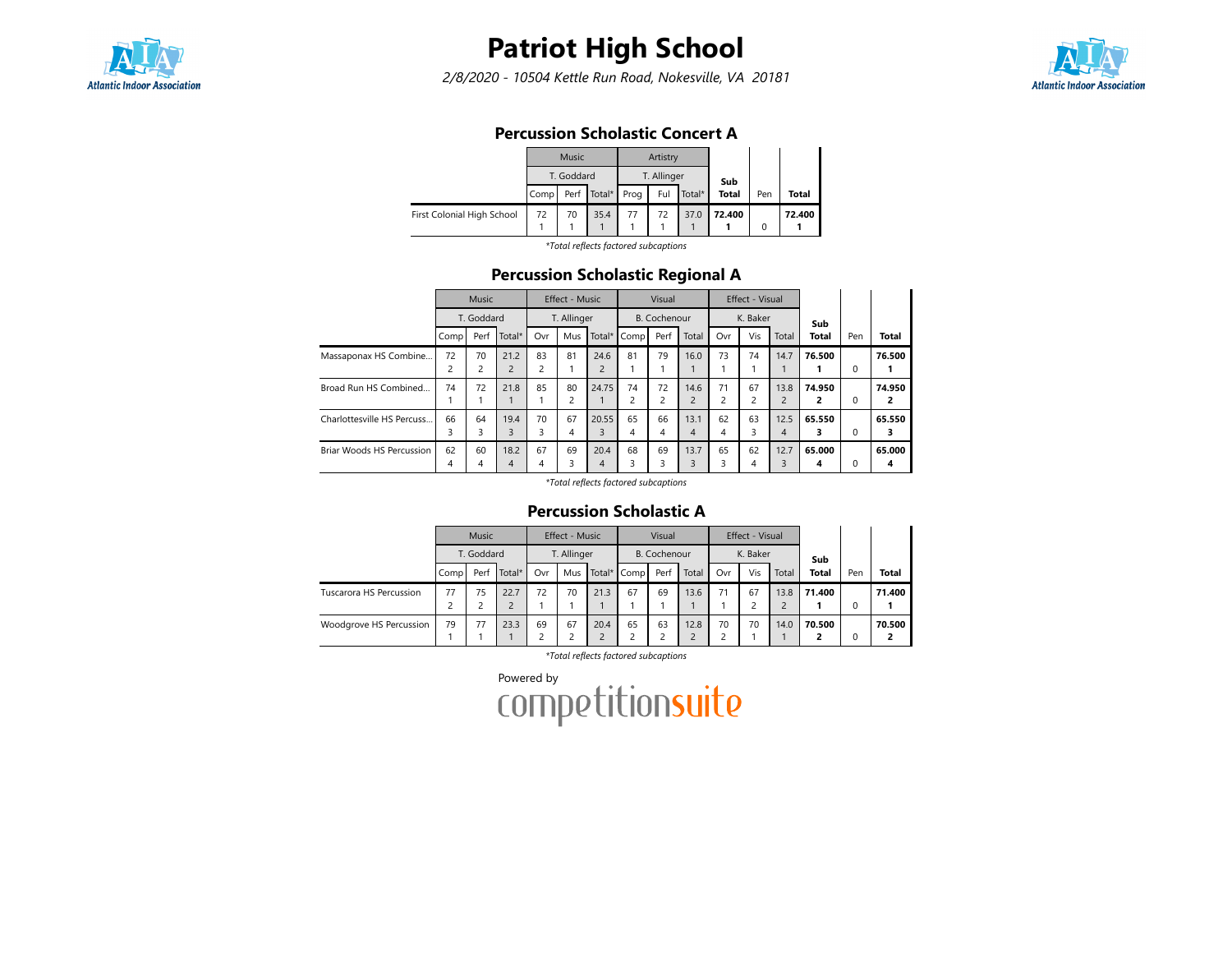# Patriot High School

*2/8/2020 - 10504 Kettle Run Road, Nokesville, VA 20181*

## Percussion Scholastic Concert A

| | Music | | | Artistry | | | Sub Total | Pen | Total |
|---|---|---|---|---|---|---|---|---|---|
| | T. Goddard | | | T. Allinger | | | | | |
| | Comp | Perf | Total* | Prog | Ful | Total* | | | |
| First Colonial High School | 72<br>1 | 70<br>1 | 35.4<br>1 | 77<br>1 | 72<br>1 | 37.0<br>1 | **72.400<br>1** | 0 | **72.400<br>1** |

*Total reflects factored subcaptions*

## Percussion Scholastic Regional A

| | Music | | | Effect - Music | | | Visual | | | Effect - Visual | | | Sub Total | Pen | Total |
|---|---|---|---|---|---|---|---|---|---|---|---|---|---|---|---|
| | T. Goddard | | | T. Allinger | | | B. Cochenour | | | K. Baker | | | | | |
| | Comp | Perf | Total* | Ovr | Mus | Total* | Comp | Perf | Total | Ovr | Vis | Total | | | |
| Massaponax HS Combine... | 72<br>2 | 70<br>2 | 21.2<br>2 | 83<br>2 | 81<br>1 | 24.6<br>2 | 81<br>1 | 79<br>1 | 16.0<br>1 | 73<br>1 | 74<br>1 | 14.7<br>1 | **76.500<br>1** | 0 | **76.500<br>1** |
| Broad Run HS Combined... | 74<br>1 | 72<br>1 | 21.8<br>1 | 85<br>1 | 80<br>2 | 24.75<br>1 | 74<br>2 | 72<br>2 | 14.6<br>2 | 71<br>2 | 67<br>2 | 13.8<br>2 | **74.950<br>2** | 0 | **74.950<br>2** |
| Charlottesville HS Percuss... | 66<br>3 | 64<br>3 | 19.4<br>3 | 70<br>3 | 67<br>4 | 20.55<br>3 | 65<br>4 | 66<br>4 | 13.1<br>4 | 62<br>4 | 63<br>3 | 12.5<br>4 | **65.550<br>3** | 0 | **65.550<br>3** |
| Briar Woods HS Percussion | 62<br>4 | 60<br>4 | 18.2<br>4 | 67<br>4 | 69<br>3 | 20.4<br>4 | 68<br>3 | 69<br>3 | 13.7<br>3 | 65<br>3 | 62<br>4 | 12.7<br>3 | **65.000<br>4** | 0 | **65.000<br>4** |

*Total reflects factored subcaptions*

## Percussion Scholastic A

| | Music | | | Effect - Music | | | Visual | | | Effect - Visual | | | Sub Total | Pen | Total |
|---|---|---|---|---|---|---|---|---|---|---|---|---|---|---|---|
| | T. Goddard | | | T. Allinger | | | B. Cochenour | | | K. Baker | | | | | |
| | Comp | Perf | Total* | Ovr | Mus | Total* | Comp | Perf | Total | Ovr | Vis | Total | | | |
| Tuscarora HS Percussion | 77<br>2 | 75<br>2 | 22.7<br>2 | 72<br>1 | 70<br>1 | 21.3<br>1 | 67<br>1 | 69<br>1 | 13.6<br>1 | 71<br>1 | 67<br>2 | 13.8<br>2 | **71.400<br>1** | 0 | **71.400<br>1** |
| Woodgrove HS Percussion | 79<br>1 | 77<br>1 | 23.3<br>1 | 69<br>2 | 67<br>2 | 20.4<br>2 | 65<br>2 | 63<br>2 | 12.8<br>2 | 70<br>2 | 70<br>1 | 14.0<br>1 | **70.500<br>2** | 0 | **70.500<br>2** |

*Total reflects factored subcaptions*

Powered by competitionsuite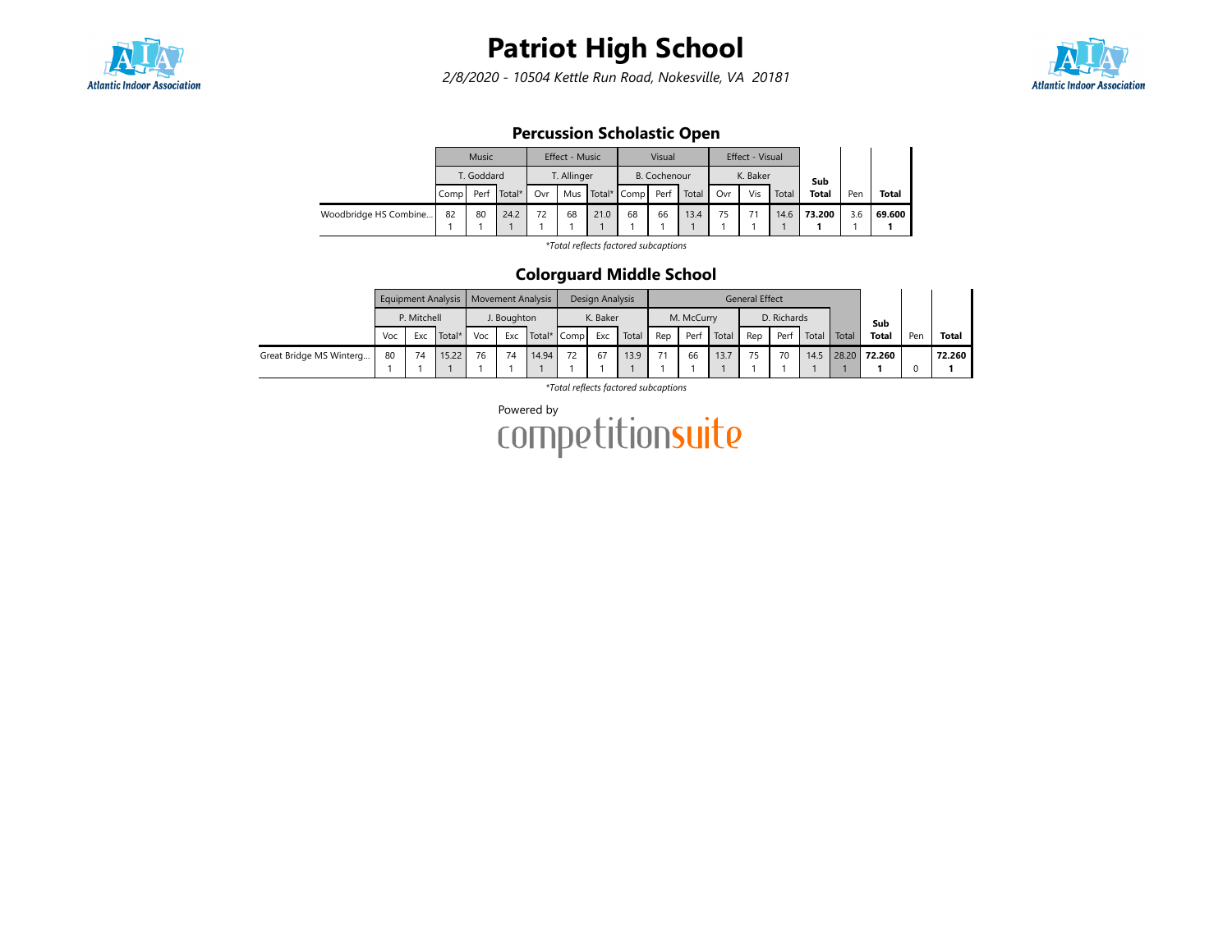# Patriot High School

*2/8/2020 - 10504 Kettle Run Road, Nokesville, VA 20181*

## Percussion Scholastic Open

| | Music | | | Effect - Music | | | Visual | | | Effect - Visual | | | Sub Total | Pen | Total |
|---|---|---|---|---|---|---|---|---|---|---|---|---|---|---|---|
| | T. Goddard | | | T. Allinger | | | B. Cochenour | | | K. Baker | | | | | |
| | Comp | Perf | Total* | Ovr | Mus | Total* | Comp | Perf | Total | Ovr | Vis | Total | | | |
| Woodbridge HS Combine... | 82 1 | 80 1 | 24.2 1 | 72 1 | 68 1 | 21.0 1 | 68 1 | 66 1 | 13.4 1 | 75 1 | 71 1 | 14.6 1 | **73.200 1** | 3.6 1 | **69.600 1** |

*\*Total reflects factored subcaptions*

## Colorguard Middle School

| | Equipment Analysis | | | Movement Analysis | | | Design Analysis | | | General Effect | | | | | | | Sub Total | Pen | Total |
|---|---|---|---|---|---|---|---|---|---|---|---|---|---|---|---|---|---|---|---|
| | P. Mitchell | | | J. Boughton | | | K. Baker | | | M. McCurry | | | D. Richards | | | | | | |
| | Voc | Exc | Total* | Voc | Exc | Total* | Comp | Exc | Total | Rep | Perf | Total | Rep | Perf | Total | Total | | | |
| Great Bridge MS Winterg... | 80 1 | 74 1 | 15.22 1 | 76 1 | 74 1 | 14.94 1 | 72 1 | 67 1 | 13.9 1 | 71 1 | 66 1 | 13.7 1 | 75 1 | 70 1 | 14.5 1 | 28.20 1 | **72.260 1** | 0 | **72.260 1** |

*\*Total reflects factored subcaptions*

Powered by competitionsuite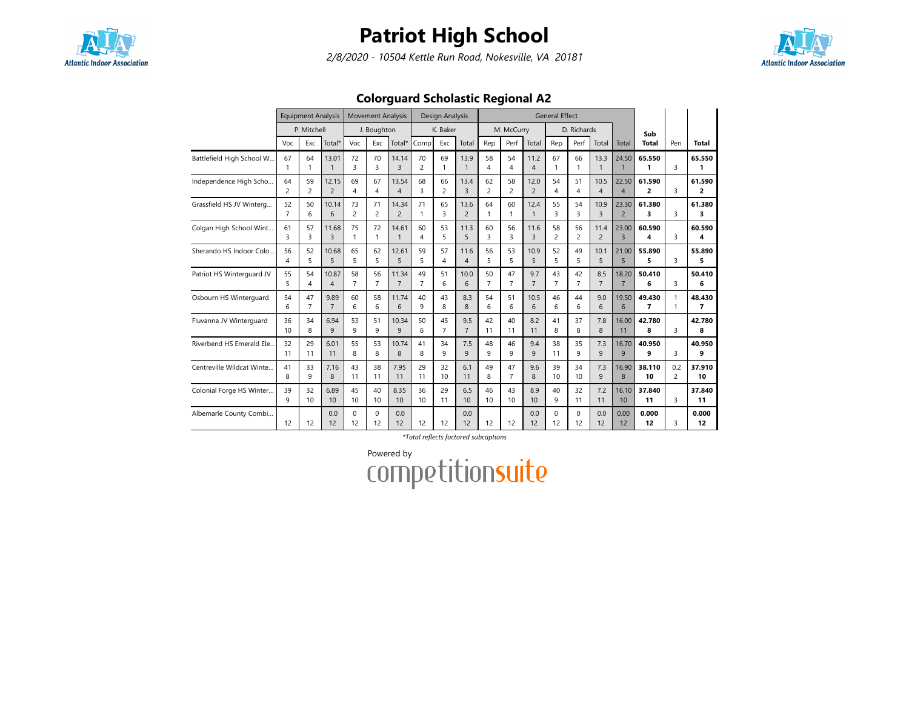# Patriot High School

*2/8/2020 - 10504 Kettle Run Road, Nokesville, VA 20181*

## Colorguard Scholastic Regional A2

| | Equipment Analysis | | | Movement Analysis | | | Design Analysis | | | General Effect | | | | | | | | | | |
|---|---|---|---|---|---|---|---|---|---|---|---|---|---|---|---|---|---|---|---|---|
| | P. Mitchell | | | J. Boughton | | | K. Baker | | | M. McCurry | | | D. Richards | | | | | | | |
| | Voc | Exc | Total* | Voc | Exc | Total* | Comp | Exc | Total | Rep | Perf | Total | Rep | Perf | Total | Total | Sub Total | Pen | Total |
| Battlefield High School W... | 67 1 | 64 1 | 13.01 1 | 72 3 | 70 3 | 14.14 3 | 70 2 | 69 1 | 13.9 1 | 58 4 | 54 4 | 11.2 4 | 67 1 | 66 1 | 13.3 1 | 24.50 1 | 65.550 1 | 3 | 65.550 1 |
| Independence High Scho... | 64 2 | 59 2 | 12.15 2 | 69 4 | 67 4 | 13.54 4 | 68 3 | 66 2 | 13.4 3 | 62 2 | 58 2 | 12.0 2 | 54 4 | 51 4 | 10.5 4 | 22.50 4 | 61.590 2 | 3 | 61.590 2 |
| Grassfield HS JV Winterg... | 52 7 | 50 6 | 10.14 6 | 73 2 | 71 2 | 14.34 2 | 71 1 | 65 3 | 13.6 2 | 64 1 | 60 1 | 12.4 1 | 55 3 | 54 3 | 10.9 3 | 23.30 2 | 61.380 3 | 3 | 61.380 3 |
| Colgan High School Wint... | 61 3 | 57 3 | 11.68 3 | 75 1 | 72 1 | 14.61 1 | 60 4 | 53 5 | 11.3 5 | 60 3 | 56 3 | 11.6 3 | 58 2 | 56 2 | 11.4 2 | 23.00 3 | 60.590 4 | 3 | 60.590 4 |
| Sherando HS Indoor Colo... | 56 4 | 52 5 | 10.68 5 | 65 5 | 62 5 | 12.61 5 | 59 5 | 57 4 | 11.6 4 | 56 5 | 53 5 | 10.9 5 | 52 5 | 49 5 | 10.1 5 | 21.00 5 | 55.890 5 | 3 | 55.890 5 |
| Patriot HS Winterguard JV | 55 5 | 54 4 | 10.87 4 | 58 7 | 56 7 | 11.34 7 | 49 7 | 51 6 | 10.0 6 | 50 7 | 47 7 | 9.7 7 | 43 7 | 42 7 | 8.5 7 | 18.20 7 | 50.410 6 | 3 | 50.410 6 |
| Osbourn HS Winterguard | 54 6 | 47 7 | 9.89 7 | 60 6 | 58 6 | 11.74 6 | 40 9 | 43 8 | 8.3 8 | 54 6 | 51 6 | 10.5 6 | 46 6 | 44 6 | 9.0 6 | 19.50 6 | 49.430 7 | 1 1 | 48.430 7 |
| Fluvanna JV Winterguard | 36 10 | 34 8 | 6.94 9 | 53 9 | 51 9 | 10.34 9 | 50 6 | 45 7 | 9.5 7 | 42 11 | 40 11 | 8.2 11 | 41 8 | 37 8 | 7.8 8 | 16.00 11 | 42.780 8 | 3 | 42.780 8 |
| Riverbend HS Emerald Ele... | 32 11 | 29 11 | 6.01 11 | 55 8 | 53 8 | 10.74 8 | 41 8 | 34 9 | 7.5 9 | 48 9 | 46 9 | 9.4 9 | 38 11 | 35 9 | 7.3 9 | 16.70 9 | 40.950 9 | 3 | 40.950 9 |
| Centreville Wildcat Winte... | 41 8 | 33 9 | 7.16 8 | 43 11 | 38 11 | 7.95 11 | 29 11 | 32 10 | 6.1 11 | 49 8 | 47 7 | 9.6 8 | 39 10 | 34 10 | 7.3 9 | 16.90 8 | 38.110 10 | 0.2 2 | 37.910 10 |
| Colonial Forge HS Winter... | 39 9 | 32 10 | 6.89 10 | 45 10 | 40 10 | 8.35 10 | 36 10 | 29 11 | 6.5 10 | 46 10 | 43 10 | 8.9 10 | 40 9 | 32 11 | 7.2 11 | 16.10 10 | 37.840 11 | 3 | 37.840 11 |
| Albemarle County Combi... | 12 | 12 | 0.0 12 | 0 12 | 0 12 | 0.0 12 | 12 | 12 | 0.0 12 | 12 | 12 | 0.0 12 | 0 12 | 0 12 | 0.0 12 | 0.00 12 | 0.000 12 | 3 | 0.000 12 |

*Total reflects factored subcaptions

Powered by competitionsuite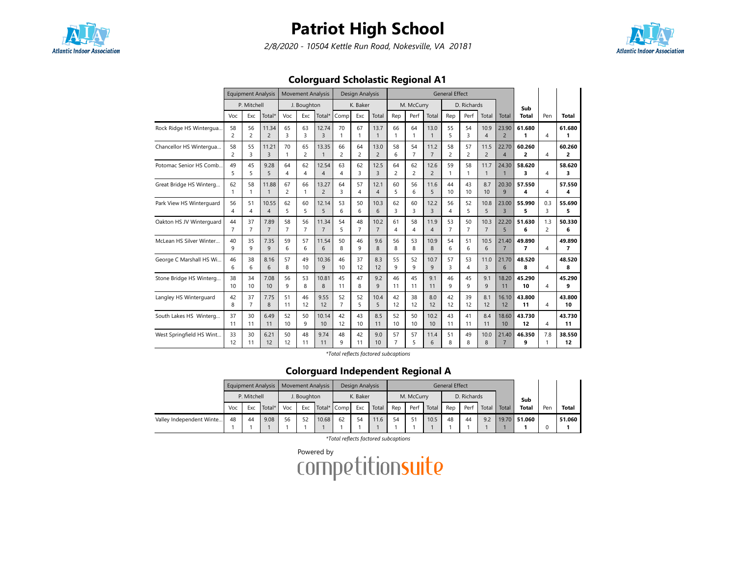# Patriot High School

*2/8/2020 - 10504 Kettle Run Road, Nokesville, VA 20181*

## Colorguard Scholastic Regional A1

| | Equipment Analysis | | | Movement Analysis | | | Design Analysis | | | General Effect | | | | | | | | | |
|---|---|---|---|---|---|---|---|---|---|---|---|---|---|---|---|---|---|---|---|
| | P. Mitchell | | | J. Boughton | | | K. Baker | | | M. McCurry | | | D. Richards | | | | Sub | | |
| | Voc | Exc | Total* | Voc | Exc | Total* | Comp | Exc | Total | Rep | Perf | Total | Rep | Perf | Total | Total | Total | Pen | Total |
| Rock Ridge HS Wintergua... | 58<br>2 | 56<br>2 | 11.34<br>2 | 65<br>3 | 63<br>3 | 12.74<br>3 | 70<br>1 | 67<br>1 | 13.7<br>1 | 66<br>1 | 64<br>1 | 13.0<br>1 | 55<br>5 | 54<br>3 | 10.9<br>4 | 23.90<br>2 | **61.680**<br>**1** | 4 | **61.680**<br>**1** |
| Chancellor HS Wintergua... | 58<br>2 | 55<br>3 | 11.21<br>3 | 70<br>1 | 65<br>2 | 13.35<br>1 | 66<br>2 | 64<br>2 | 13.0<br>2 | 58<br>6 | 54<br>7 | 11.2<br>7 | 58<br>2 | 57<br>2 | 11.5<br>2 | 22.70<br>4 | **60.260**<br>**2** | 4 | **60.260**<br>**2** |
| Potomac Senior HS Comb... | 49<br>5 | 45<br>5 | 9.28<br>5 | 64<br>4 | 62<br>4 | 12.54<br>4 | 63<br>4 | 62<br>3 | 12.5<br>3 | 64<br>2 | 62<br>2 | 12.6<br>2 | 59<br>1 | 58<br>1 | 11.7<br>1 | 24.30<br>1 | **58.620**<br>**3** | 4 | **58.620**<br>**3** |
| Great Bridge HS Winterg... | 62<br>1 | 58<br>1 | 11.88<br>1 | 67<br>2 | 66<br>1 | 13.27<br>2 | 64<br>3 | 57<br>4 | 12.1<br>4 | 60<br>5 | 56<br>6 | 11.6<br>5 | 44<br>10 | 43<br>10 | 8.7<br>10 | 20.30<br>9 | **57.550**<br>**4** | 4 | **57.550**<br>**4** |
| Park View HS Winterguard | 56<br>4 | 51<br>4 | 10.55<br>4 | 62<br>5 | 60<br>5 | 12.14<br>5 | 53<br>6 | 50<br>6 | 10.3<br>6 | 62<br>3 | 60<br>3 | 12.2<br>3 | 56<br>4 | 52<br>5 | 10.8<br>5 | 23.00<br>3 | **55.990**<br>**5** | 0.3<br>3 | **55.690**<br>**5** |
| Oakton HS JV Winterguard | 44<br>7 | 37<br>7 | 7.89<br>7 | 58<br>7 | 56<br>7 | 11.34<br>7 | 54<br>5 | 48<br>7 | 10.2<br>7 | 61<br>4 | 58<br>4 | 11.9<br>4 | 53<br>7 | 50<br>7 | 10.3<br>7 | 22.20<br>5 | **51.630**<br>**6** | 1.3<br>2 | **50.330**<br>**6** |
| McLean HS Silver Winter... | 40<br>9 | 35<br>9 | 7.35<br>9 | 59<br>6 | 57<br>6 | 11.54<br>6 | 50<br>8 | 46<br>9 | 9.6<br>8 | 56<br>8 | 53<br>8 | 10.9<br>8 | 54<br>6 | 51<br>6 | 10.5<br>6 | 21.40<br>7 | **49.890**<br>**7** | 4 | **49.890**<br>**7** |
| George C Marshall HS Wi... | 46<br>6 | 38<br>6 | 8.16<br>6 | 57<br>8 | 49<br>10 | 10.36<br>9 | 46<br>10 | 37<br>12 | 8.3<br>12 | 55<br>9 | 52<br>9 | 10.7<br>9 | 57<br>3 | 53<br>4 | 11.0<br>3 | 21.70<br>6 | **48.520**<br>**8** | 4 | **48.520**<br>**8** |
| Stone Bridge HS Winterg... | 38<br>10 | 34<br>10 | 7.08<br>10 | 56<br>9 | 53<br>8 | 10.81<br>8 | 45<br>11 | 47<br>8 | 9.2<br>9 | 46<br>11 | 45<br>11 | 9.1<br>11 | 46<br>9 | 45<br>9 | 9.1<br>9 | 18.20<br>11 | **45.290**<br>**10** | 4 | **45.290**<br>**9** |
| Langley HS Winterguard | 42<br>8 | 37<br>7 | 7.75<br>8 | 51<br>11 | 46<br>12 | 9.55<br>12 | 52<br>7 | 52<br>5 | 10.4<br>5 | 42<br>12 | 38<br>12 | 8.0<br>12 | 42<br>12 | 39<br>12 | 8.1<br>12 | 16.10<br>12 | **43.800**<br>**11** | 4 | **43.800**<br>**10** |
| South Lakes HS Winterg... | 37<br>11 | 30<br>11 | 6.49<br>11 | 52<br>10 | 50<br>9 | 10.14<br>10 | 42<br>12 | 43<br>10 | 8.5<br>11 | 52<br>10 | 50<br>10 | 10.2<br>10 | 43<br>11 | 41<br>11 | 8.4<br>11 | 18.60<br>10 | **43.730**<br>**12** | 4 | **43.730**<br>**11** |
| West Springfield HS Wint... | 33<br>12 | 30<br>11 | 6.21<br>12 | 50<br>12 | 48<br>11 | 9.74<br>11 | 48<br>9 | 42<br>11 | 9.0<br>10 | 57<br>7 | 57<br>5 | 11.4<br>6 | 51<br>8 | 49<br>8 | 10.0<br>8 | 21.40<br>7 | **46.350**<br>**9** | 7.8<br>1 | **38.550**<br>**12** |

*Total reflects factored subcaptions

## Colorguard Independent Regional A

| | Equipment Analysis | | | Movement Analysis | | | Design Analysis | | | General Effect | | | | | | | | | |
|---|---|---|---|---|---|---|---|---|---|---|---|---|---|---|---|---|---|---|---|
| | P. Mitchell | | | J. Boughton | | | K. Baker | | | M. McCurry | | | D. Richards | | | | Sub | | |
| | Voc | Exc | Total* | Voc | Exc | Total* | Comp | Exc | Total | Rep | Perf | Total | Rep | Perf | Total | Total | Total | Pen | Total |
| Valley Independent Winte... | 48<br>1 | 44<br>1 | 9.08<br>1 | 56<br>1 | 52<br>1 | 10.68<br>1 | 62<br>1 | 54<br>1 | 11.6<br>1 | 54<br>1 | 51<br>1 | 10.5<br>1 | 48<br>1 | 44<br>1 | 9.2<br>1 | 19.70<br>1 | **51.060**<br>**1** | 0 | **51.060**<br>**1** |

*Total reflects factored subcaptions

Powered by competitionsuite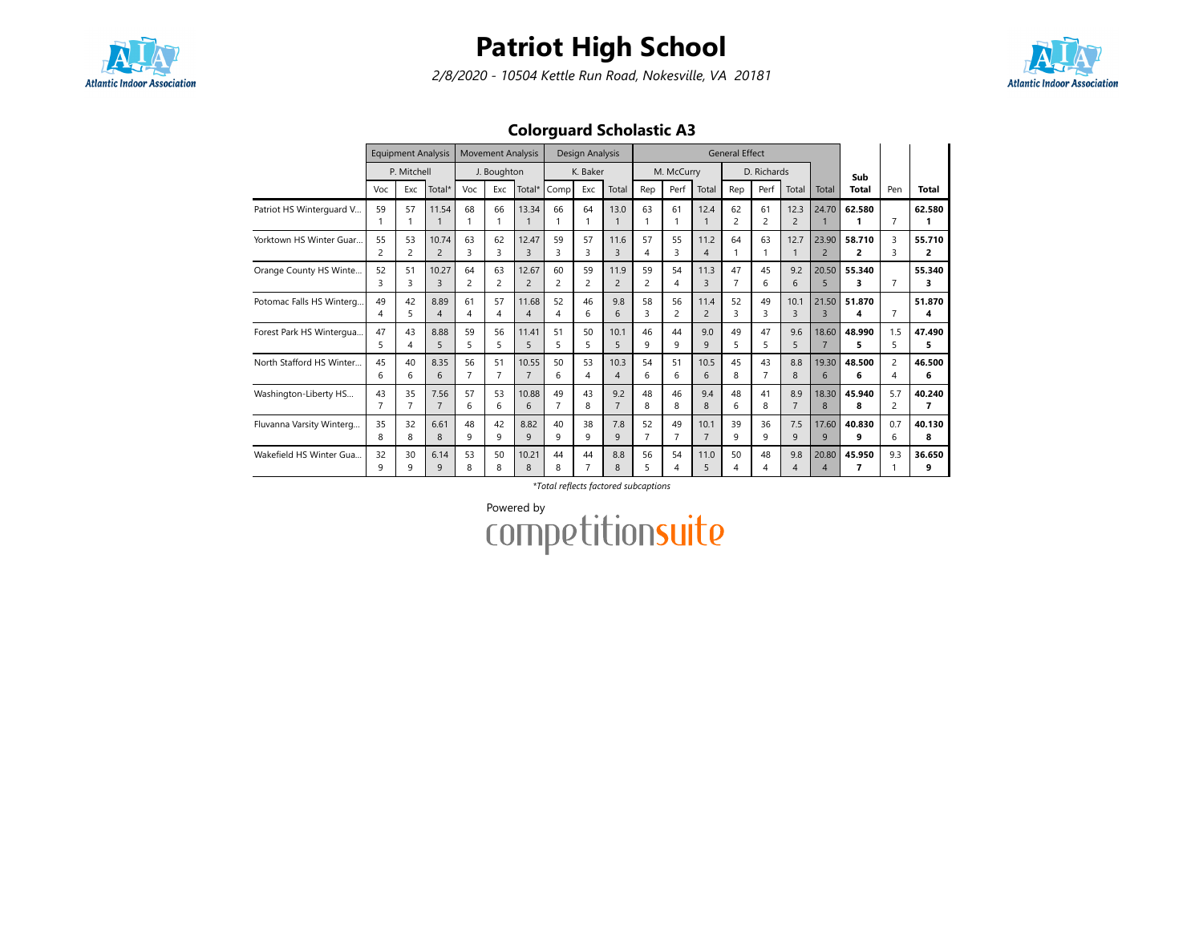# Patriot High School

*2/8/2020 - 10504 Kettle Run Road, Nokesville, VA 20181*

## Colorguard Scholastic A3

| | Equipment Analysis | | | Movement Analysis | | | Design Analysis | | | General Effect | | | | | | | Sub Total | Pen | Total |
|---|---|---|---|---|---|---|---|---|---|---|---|---|---|---|---|---|---|---|---|
| | P. Mitchell | | | J. Boughton | | | K. Baker | | | M. McCurry | | | D. Richards | | | | | | |
| | Voc | Exc | Total* | Voc | Exc | Total* | Comp | Exc | Total | Rep | Perf | Total | Rep | Perf | Total | Total | | | |
| Patriot HS Winterguard V... | 59 1 | 57 1 | 11.54 1 | 68 1 | 66 1 | 13.34 1 | 66 1 | 64 1 | 13.0 1 | 63 1 | 61 1 | 12.4 1 | 62 2 | 61 2 | 12.3 2 | 24.70 1 | **62.580 1** | 7 | **62.580 1** |
| Yorktown HS Winter Guar... | 55 2 | 53 2 | 10.74 2 | 63 3 | 62 3 | 12.47 3 | 59 3 | 57 3 | 11.6 3 | 57 4 | 55 3 | 11.2 4 | 64 1 | 63 1 | 12.7 1 | 23.90 2 | **58.710 2** | 3 3 | **55.710 2** |
| Orange County HS Winte... | 52 3 | 51 3 | 10.27 3 | 64 2 | 63 2 | 12.67 2 | 60 2 | 59 2 | 11.9 2 | 59 2 | 54 4 | 11.3 3 | 47 7 | 45 6 | 9.2 6 | 20.50 5 | **55.340 3** | 7 | **55.340 3** |
| Potomac Falls HS Winterg... | 49 4 | 42 5 | 8.89 4 | 61 4 | 57 4 | 11.68 4 | 52 4 | 46 6 | 9.8 6 | 58 3 | 56 2 | 11.4 2 | 52 3 | 49 3 | 10.1 3 | 21.50 3 | **51.870 4** | 7 | **51.870 4** |
| Forest Park HS Wintergua... | 47 5 | 43 4 | 8.88 5 | 59 5 | 56 5 | 11.41 5 | 51 5 | 50 5 | 10.1 5 | 46 9 | 44 9 | 9.0 9 | 49 5 | 47 5 | 9.6 5 | 18.60 7 | **48.990 5** | 1.5 5 | **47.490 5** |
| North Stafford HS Winter... | 45 6 | 40 6 | 8.35 6 | 56 7 | 51 7 | 10.55 7 | 50 6 | 53 4 | 10.3 4 | 54 6 | 51 6 | 10.5 6 | 45 8 | 43 7 | 8.8 8 | 19.30 6 | **48.500 6** | 2 4 | **46.500 6** |
| Washington-Liberty HS... | 43 7 | 35 7 | 7.56 7 | 57 6 | 53 6 | 10.88 6 | 49 7 | 43 8 | 9.2 7 | 48 8 | 46 8 | 9.4 8 | 48 6 | 41 8 | 8.9 7 | 18.30 8 | **45.940 8** | 5.7 2 | **40.240 7** |
| Fluvanna Varsity Winterg... | 35 8 | 32 8 | 6.61 8 | 48 9 | 42 9 | 8.82 9 | 40 9 | 38 9 | 7.8 9 | 52 7 | 49 7 | 10.1 7 | 39 9 | 36 9 | 7.5 9 | 17.60 9 | **40.830 9** | 0.7 6 | **40.130 8** |
| Wakefield HS Winter Gua... | 32 9 | 30 9 | 6.14 9 | 53 8 | 50 8 | 10.21 8 | 44 8 | 44 7 | 8.8 8 | 56 5 | 54 4 | 11.0 5 | 50 4 | 48 4 | 9.8 4 | 20.80 4 | **45.950 7** | 9.3 1 | **36.650 9** |

*\*Total reflects factored subcaptions*

Powered by competitionsuite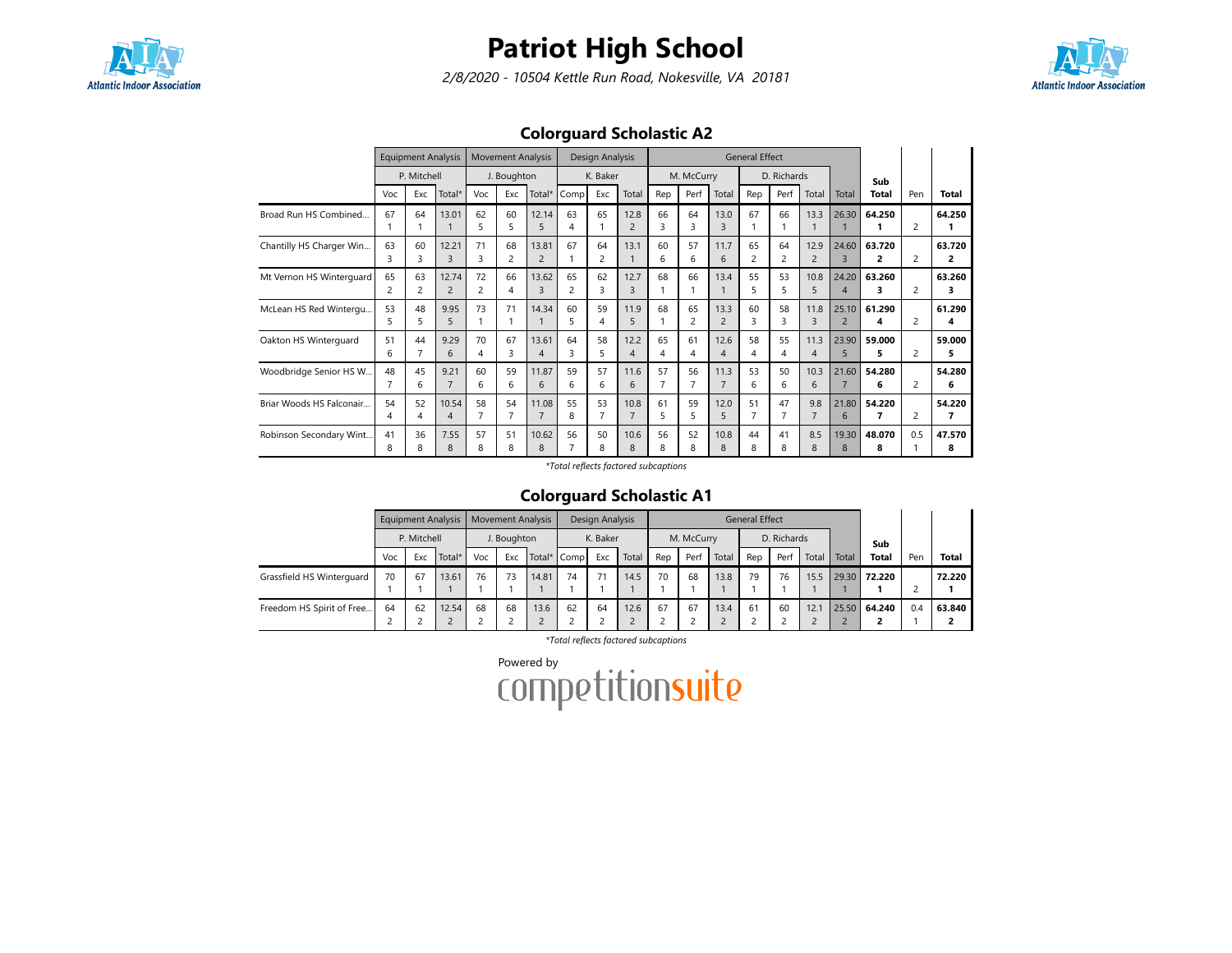# Patriot High School

*2/8/2020 - 10504 Kettle Run Road, Nokesville, VA 20181*

## Colorguard Scholastic A2

| | Equipment Analysis | | | Movement Analysis | | | Design Analysis | | | General Effect | | | | | | | Sub | Pen | Total |
|---|---|---|---|---|---|---|---|---|---|---|---|---|---|---|---|---|---|---|---|
| | P. Mitchell | | | J. Boughton | | | K. Baker | | | M. McCurry | | | D. Richards | | | | | | |
| | Voc | Exc | Total* | Voc | Exc | Total* | Comp | Exc | Total | Rep | Perf | Total | Rep | Perf | Total | Total | Total | Pen | Total |
| Broad Run HS Combined... | 67 1 | 64 1 | 13.01 1 | 62 5 | 60 5 | 12.14 5 | 63 4 | 65 1 | 12.8 2 | 66 3 | 64 3 | 13.0 3 | 67 1 | 66 1 | 13.3 1 | 26.30 1 | **64.250 1** | 2 | **64.250 1** |
| Chantilly HS Charger Win... | 63 3 | 60 3 | 12.21 3 | 71 3 | 68 2 | 13.81 2 | 67 1 | 64 2 | 13.1 1 | 60 6 | 57 6 | 11.7 6 | 65 2 | 64 2 | 12.9 2 | 24.60 3 | **63.720 2** | 2 | **63.720 2** |
| Mt Vernon HS Winterguard | 65 2 | 63 2 | 12.74 2 | 72 2 | 66 4 | 13.62 3 | 65 2 | 62 3 | 12.7 3 | 68 1 | 66 1 | 13.4 1 | 55 5 | 53 5 | 10.8 5 | 24.20 4 | **63.260 3** | 2 | **63.260 3** |
| McLean HS Red Wintergu... | 53 5 | 48 5 | 9.95 5 | 73 1 | 71 1 | 14.34 1 | 60 5 | 59 4 | 11.9 5 | 68 1 | 65 2 | 13.3 2 | 60 3 | 58 3 | 11.8 3 | 25.10 2 | **61.290 4** | 2 | **61.290 4** |
| Oakton HS Winterguard | 51 6 | 44 7 | 9.29 6 | 70 4 | 67 3 | 13.61 4 | 64 3 | 58 5 | 12.2 4 | 65 4 | 61 4 | 12.6 4 | 58 4 | 55 4 | 11.3 4 | 23.90 5 | **59.000 5** | 2 | **59.000 5** |
| Woodbridge Senior HS W... | 48 7 | 45 6 | 9.21 7 | 60 6 | 59 6 | 11.87 6 | 59 6 | 57 6 | 11.6 6 | 57 7 | 56 7 | 11.3 7 | 53 6 | 50 6 | 10.3 6 | 21.60 7 | **54.280 6** | 2 | **54.280 6** |
| Briar Woods HS Falconair... | 54 4 | 52 4 | 10.54 4 | 58 7 | 54 7 | 11.08 7 | 55 8 | 53 7 | 10.8 7 | 61 5 | 59 5 | 12.0 5 | 51 7 | 47 7 | 9.8 7 | 21.80 6 | **54.220 7** | 2 | **54.220 7** |
| Robinson Secondary Wint... | 41 8 | 36 8 | 7.55 8 | 57 8 | 51 8 | 10.62 8 | 56 7 | 50 8 | 10.6 8 | 56 8 | 52 8 | 10.8 8 | 44 8 | 41 8 | 8.5 8 | 19.30 8 | **48.070 8** | 0.5 1 | **47.570 8** |

*\*Total reflects factored subcaptions*

## Colorguard Scholastic A1

| | Equipment Analysis | | | Movement Analysis | | | Design Analysis | | | General Effect | | | | | | | Sub | Pen | Total |
|---|---|---|---|---|---|---|---|---|---|---|---|---|---|---|---|---|---|---|---|
| | P. Mitchell | | | J. Boughton | | | K. Baker | | | M. McCurry | | | D. Richards | | | | | | |
| | Voc | Exc | Total* | Voc | Exc | Total* | Comp | Exc | Total | Rep | Perf | Total | Rep | Perf | Total | Total | Total | Pen | Total |
| Grassfield HS Winterguard | 70 1 | 67 1 | 13.61 1 | 76 1 | 73 1 | 14.81 1 | 74 1 | 71 1 | 14.5 1 | 70 1 | 68 1 | 13.8 1 | 79 1 | 76 1 | 15.5 1 | 29.30 1 | **72.220 1** | 2 | **72.220 1** |
| Freedom HS Spirit of Free... | 64 2 | 62 2 | 12.54 2 | 68 2 | 68 2 | 13.6 2 | 62 2 | 64 2 | 12.6 2 | 67 2 | 67 2 | 13.4 2 | 61 2 | 60 2 | 12.1 2 | 25.50 2 | **64.240 2** | 0.4 1 | **63.840 2** |

*\*Total reflects factored subcaptions*

Powered by competitionsuite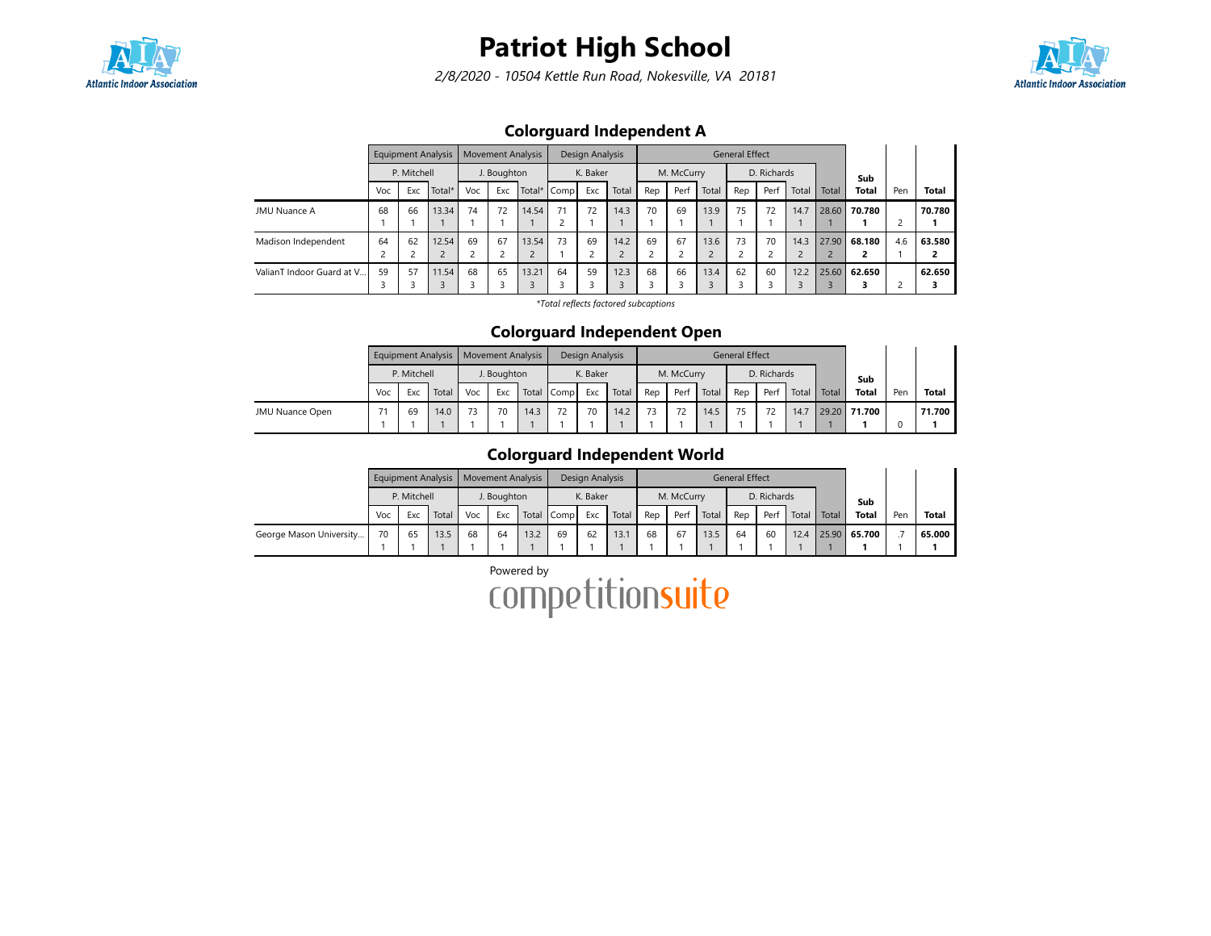# Patriot High School

*2/8/2020 - 10504 Kettle Run Road, Nokesville, VA 20181*

## Colorguard Independent A

| | Equipment Analysis | | | Movement Analysis | | | Design Analysis | | | General Effect | | | | | | | | | |
|---|---|---|---|---|---|---|---|---|---|---|---|---|---|---|---|---|---|---|---|
| | P. Mitchell | | | J. Boughton | | | K. Baker | | | M. McCurry | | | D. Richards | | | | | | |
| | Voc | Exc | Total* | Voc | Exc | Total* | Comp | Exc | Total | Rep | Perf | Total | Rep | Perf | Total | Total | Sub Total | Pen | Total |
| JMU Nuance A | 68<br>1 | 66<br>1 | 13.34<br>1 | 74<br>1 | 72<br>1 | 14.54<br>1 | 71<br>2 | 72<br>1 | 14.3<br>1 | 70<br>1 | 69<br>1 | 13.9<br>1 | 75<br>1 | 72<br>1 | 14.7<br>1 | 28.60<br>1 | **70.780**<br>**1** | 2 | **70.780**<br>**1** |
| Madison Independent | 64<br>2 | 62<br>2 | 12.54<br>2 | 69<br>2 | 67<br>2 | 13.54<br>2 | 73<br>1 | 69<br>2 | 14.2<br>2 | 69<br>2 | 67<br>2 | 13.6<br>2 | 73<br>2 | 70<br>2 | 14.3<br>2 | 27.90<br>2 | **68.180**<br>**2** | 4.6<br>1 | **63.580**<br>**2** |
| ValianT Indoor Guard at V... | 59<br>3 | 57<br>3 | 11.54<br>3 | 68<br>3 | 65<br>3 | 13.21<br>3 | 64<br>3 | 59<br>3 | 12.3<br>3 | 68<br>3 | 66<br>3 | 13.4<br>3 | 62<br>3 | 60<br>3 | 12.2<br>3 | 25.60<br>3 | **62.650**<br>**3** | 2 | **62.650**<br>**3** |

*\*Total reflects factored subcaptions*

## Colorguard Independent Open

| | Equipment Analysis | | | Movement Analysis | | | Design Analysis | | | General Effect | | | | | | | | | |
|---|---|---|---|---|---|---|---|---|---|---|---|---|---|---|---|---|---|---|---|
| | P. Mitchell | | | J. Boughton | | | K. Baker | | | M. McCurry | | | D. Richards | | | | | | |
| | Voc | Exc | Total | Voc | Exc | Total | Comp | Exc | Total | Rep | Perf | Total | Rep | Perf | Total | Total | Sub Total | Pen | Total |
| JMU Nuance Open | 71<br>1 | 69<br>1 | 14.0<br>1 | 73<br>1 | 70<br>1 | 14.3<br>1 | 72<br>1 | 70<br>1 | 14.2<br>1 | 73<br>1 | 72<br>1 | 14.5<br>1 | 75<br>1 | 72<br>1 | 14.7<br>1 | 29.20<br>1 | **71.700**<br>**1** | 0 | **71.700**<br>**1** |

## Colorguard Independent World

| | Equipment Analysis | | | Movement Analysis | | | Design Analysis | | | General Effect | | | | | | | | | |
|---|---|---|---|---|---|---|---|---|---|---|---|---|---|---|---|---|---|---|---|
| | P. Mitchell | | | J. Boughton | | | K. Baker | | | M. McCurry | | | D. Richards | | | | | | |
| | Voc | Exc | Total | Voc | Exc | Total | Comp | Exc | Total | Rep | Perf | Total | Rep | Perf | Total | Total | Sub Total | Pen | Total |
| George Mason University... | 70<br>1 | 65<br>1 | 13.5<br>1 | 68<br>1 | 64<br>1 | 13.2<br>1 | 69<br>1 | 62<br>1 | 13.1<br>1 | 68<br>1 | 67<br>1 | 13.5<br>1 | 64<br>1 | 60<br>1 | 12.4<br>1 | 25.90<br>1 | **65.700**<br>**1** | .7<br>1 | **65.000**<br>**1** |

Powered by competitionsuite